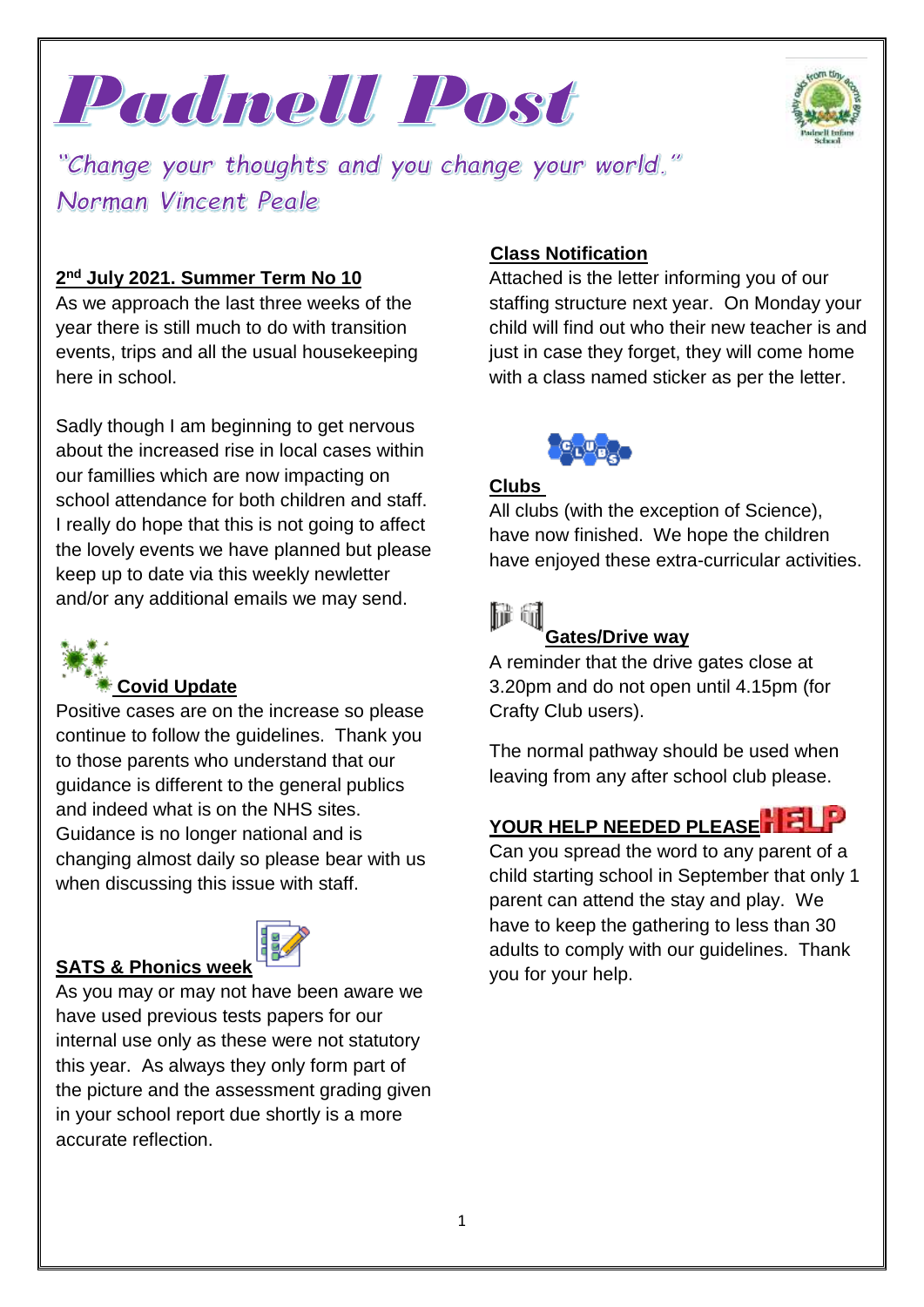# Padnell Post

*"Change your thoughts and you change your world." Norman Vincent Peale*

**2nd July 2021. Summer Term No 10**

As we approach the last three weeks of the year there is still much to do with transition events, trips and all the usual housekeeping here in school.

Sadly though I am beginning to get nervous about the increased rise in local cases within our famillies which are now impacting on school attendance for both children and staff. I really do hope that this is not going to affect the lovely events we have planned but please keep up to date via this weekly newletter and/or any additional emails we may send.

## Covid Update

Positive cases are on the increase so please continue to follow the guidelines. Thank you to those parents who understand that our guidance is different to the general publics and indeed what is on the NHS sites. Guidance is no longer national and is changing almost daily so please bear with us when discussing this issue with staff.

## SATS & Phonics week

As you may or may not have been aware we have used previous tests papers for our internal use only as these were not statutory this year. As always they only form part of the picture and the assessment grading given in your school report due shortly is a more accurate reflection.

## Class Notification

Attached is the letter informing you of our staffing structure next year. On Monday your child will find out who their new teacher is and just in case they forget, they will come home with a class named sticker as per the letter.

## Clubs

All clubs (with the exception of Science), have now finished. We hope the children have enjoyed these extra-curricular activities.

## Gates/Drive way

A reminder that the drive gates close at 3.20pm and do not open until 4.15pm (for Crafty Club users).

The normal pathway should be used when leaving from any after school club please.

## YOUR HELP NEEDED PLEASE

Can you spread the word to any parent of a child starting school in September that only 1 parent can attend the stay and play. We have to keep the gathering to less than 30 adults to comply with our guidelines. Thank you for your help.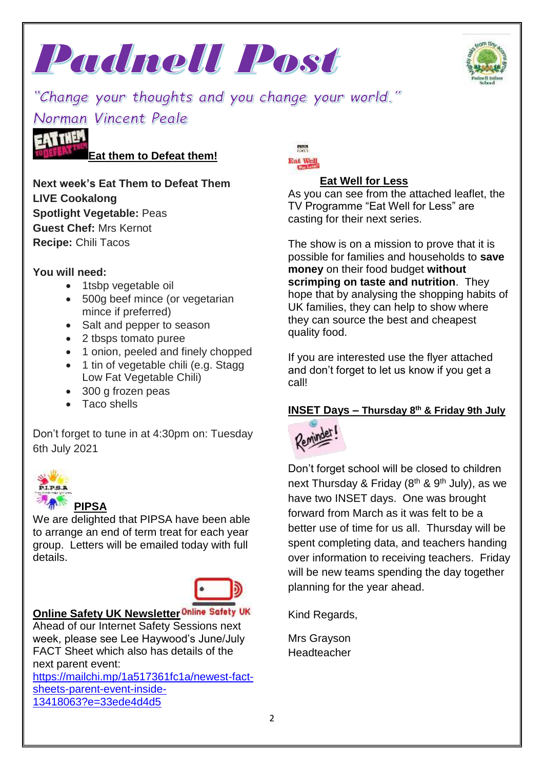# Padnell Post

*"Change your thoughts and you change your world." Norman Vincent Peale*

## Eat them to Defeat them!

**Next week's Eat Them to Defeat Them LIVE Cookalong**
**Spotlight Vegetable:** Peas
**Guest Chef:** Mrs Kernot
**Recipe:** Chili Tacos

**You will need:**

- 1tsbp vegetable oil
- 500g beef mince (or vegetarian mince if preferred)
- Salt and pepper to season
- 2 tbsps tomato puree
- 1 onion, peeled and finely chopped
- 1 tin of vegetable chili (e.g. Stagg Low Fat Vegetable Chili)
- 300 g frozen peas
- Taco shells

Don't forget to tune in at 4:30pm on: Tuesday 6th July 2021

## PIPSA

We are delighted that PIPSA have been able to arrange an end of term treat for each year group. Letters will be emailed today with full details.

## Online Safety UK Newsletter

Ahead of our Internet Safety Sessions next week, please see Lee Haywood's June/July FACT Sheet which also has details of the next parent event:
https://mailchi.mp/1a517361fc1a/newest-fact-sheets-parent-event-inside-13418063?e=33ede4d4d5

## Eat Well for Less

As you can see from the attached leaflet, the TV Programme "Eat Well for Less" are casting for their next series.

The show is on a mission to prove that it is possible for families and households to **save money** on their food budget **without scrimping on taste and nutrition**. They hope that by analysing the shopping habits of UK families, they can help to show where they can source the best and cheapest quality food.

If you are interested use the flyer attached and don't forget to let us know if you get a call!

## INSET Days – Thursday 8th & Friday 9th July

Don't forget school will be closed to children next Thursday & Friday (8th & 9th July), as we have two INSET days. One was brought forward from March as it was felt to be a better use of time for us all. Thursday will be spent completing data, and teachers handing over information to receiving teachers. Friday will be new teams spending the day together planning for the year ahead.

Kind Regards,

Mrs Grayson
Headteacher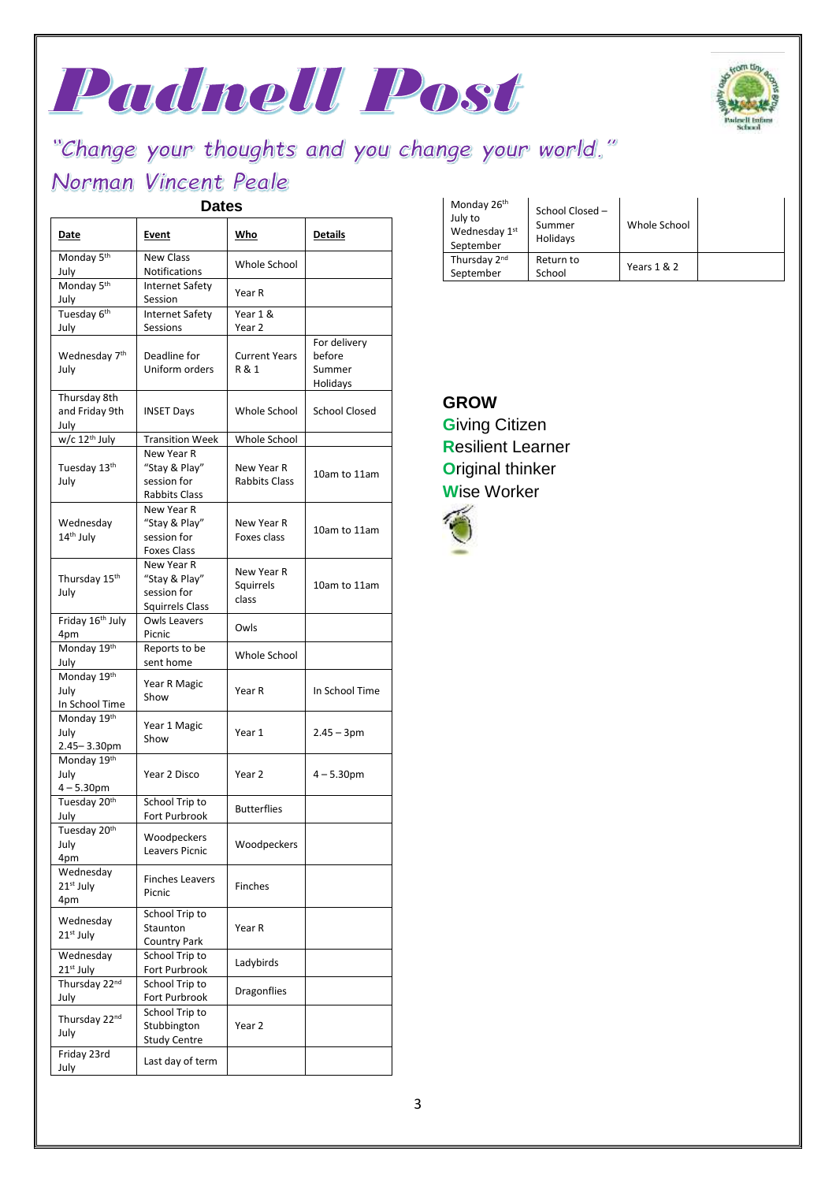# Padnell Post

*"Change your thoughts and you change your world."*
*Norman Vincent Peale*

## Dates

| Date | Event | Who | Details |
|---|---|---|---|
| Monday 5th July | New Class Notifications | Whole School | |
| Monday 5th July | Internet Safety Session | Year R | |
| Tuesday 6th July | Internet Safety Sessions | Year 1 & Year 2 | |
| Wednesday 7th July | Deadline for Uniform orders | Current Years R & 1 | For delivery before Summer Holidays |
| Thursday 8th and Friday 9th July | INSET Days | Whole School | School Closed |
| w/c 12th July | Transition Week | Whole School | |
| Tuesday 13th July | New Year R "Stay & Play" session for Rabbits Class | New Year R Rabbits Class | 10am to 11am |
| Wednesday 14th July | New Year R "Stay & Play" session for Foxes Class | New Year R Foxes class | 10am to 11am |
| Thursday 15th July | New Year R "Stay & Play" session for Squirrels Class | New Year R Squirrels class | 10am to 11am |
| Friday 16th July 4pm | Owls Leavers Picnic | Owls | |
| Monday 19th July | Reports to be sent home | Whole School | |
| Monday 19th July In School Time | Year R Magic Show | Year R | In School Time |
| Monday 19th July 2.45– 3.30pm | Year 1 Magic Show | Year 1 | 2.45 – 3pm |
| Monday 19th July 4 – 5.30pm | Year 2 Disco | Year 2 | 4 – 5.30pm |
| Tuesday 20th July | School Trip to Fort Purbrook | Butterflies | |
| Tuesday 20th July 4pm | Woodpeckers Leavers Picnic | Woodpeckers | |
| Wednesday 21st July 4pm | Finches Leavers Picnic | Finches | |
| Wednesday 21st July | School Trip to Staunton Country Park | Year R | |
| Wednesday 21st July | School Trip to Fort Purbrook | Ladybirds | |
| Thursday 22nd July | School Trip to Fort Purbrook | Dragonflies | |
| Thursday 22nd July | School Trip to Stubbington Study Centre | Year 2 | |
| Friday 23rd July | Last day of term | | |
| Monday 26th July to Wednesday 1st September | School Closed – Summer Holidays | Whole School | |
| Thursday 2nd September | Return to School | Years 1 & 2 | |

**GROW**

**G**iving Citizen
**R**esilient Learner
**O**riginal thinker
**W**ise Worker